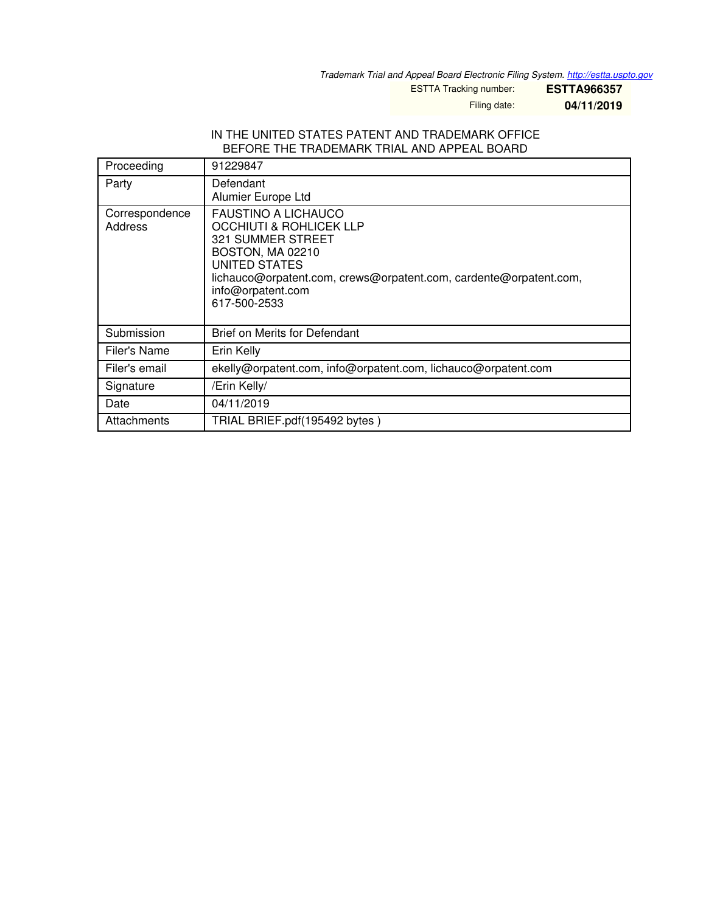Trademark Trial and Appeal Board Electronic Filing System. http://estta.uspto.gov

ESTTA Tracking number: **ESTTA966357**

Filing date: **04/11/2019**

IN THE UNITED STATES PATENT AND TRADEMARK OFFICE
BEFORE THE TRADEMARK TRIAL AND APPEAL BOARD

| | |
|---|---|
| Proceeding | 91229847 |
| Party | Defendant<br>Alumier Europe Ltd |
| Correspondence Address | FAUSTINO A LICHAUCO<br>OCCHIUTI & ROHLICEK LLP<br>321 SUMMER STREET<br>BOSTON, MA 02210<br>UNITED STATES<br>lichauco@orpatent.com, crews@orpatent.com, cardente@orpatent.com, info@orpatent.com<br>617-500-2533 |
| Submission | Brief on Merits for Defendant |
| Filer's Name | Erin Kelly |
| Filer's email | ekelly@orpatent.com, info@orpatent.com, lichauco@orpatent.com |
| Signature | /Erin Kelly/ |
| Date | 04/11/2019 |
| Attachments | TRIAL BRIEF.pdf(195492 bytes ) |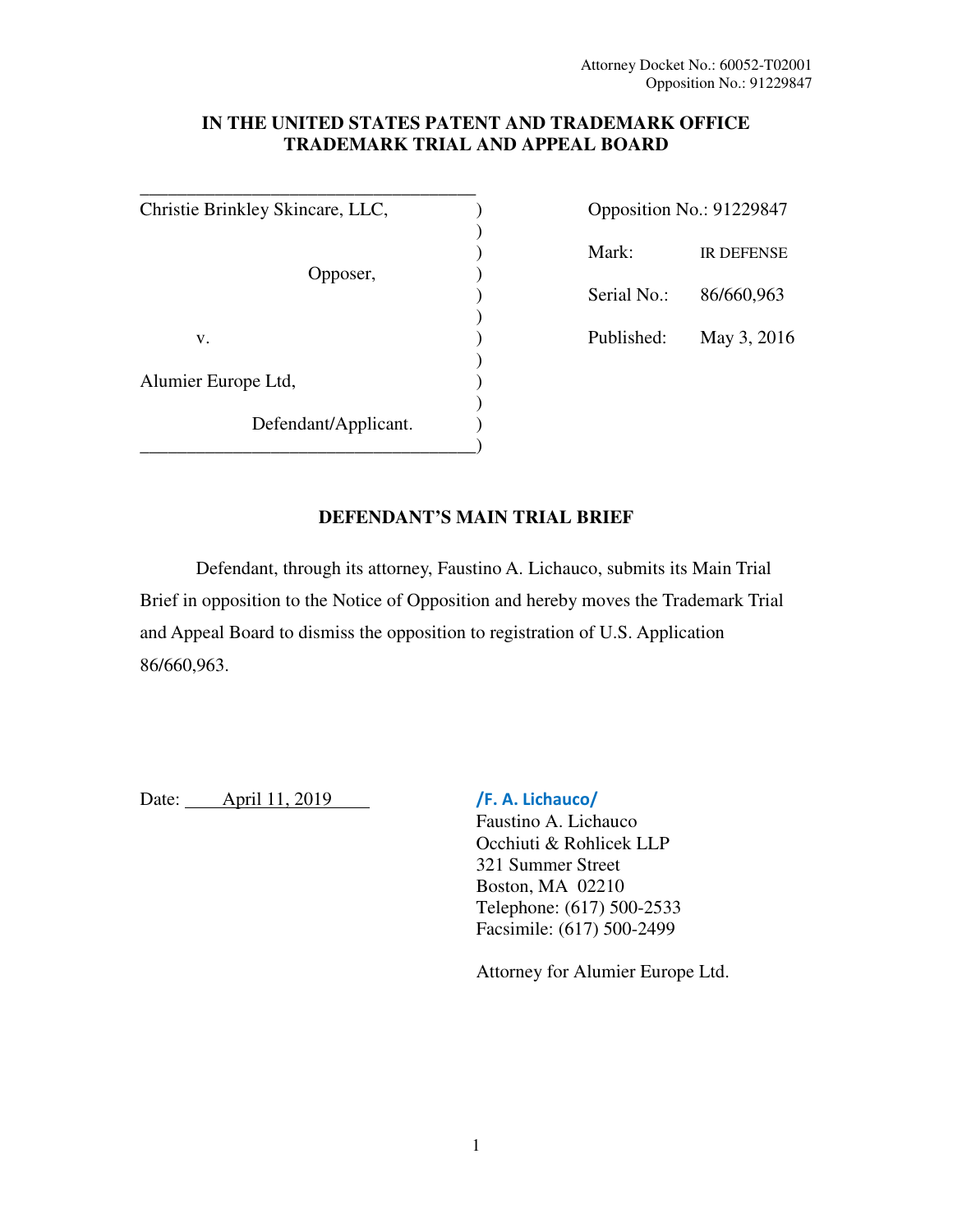Attorney Docket No.: 60052-T02001
Opposition No.: 91229847

**IN THE UNITED STATES PATENT AND TRADEMARK OFFICE**
**TRADEMARK TRIAL AND APPEAL BOARD**

| | |
|---|---|
| Christie Brinkley Skincare, LLC, | Opposition No.: 91229847 |
| Opposer, | Mark: IR DEFENSE |
| | Serial No.: 86/660,963 |
| v. | Published: May 3, 2016 |
| Alumier Europe Ltd, | |
| Defendant/Applicant. | |

**DEFENDANT'S MAIN TRIAL BRIEF**

Defendant, through its attorney, Faustino A. Lichauco, submits its Main Trial Brief in opposition to the Notice of Opposition and hereby moves the Trademark Trial and Appeal Board to dismiss the opposition to registration of U.S. Application 86/660,963.

Date: April 11, 2019

/F. A. Lichauco/
Faustino A. Lichauco
Occhiuti & Rohlicek LLP
321 Summer Street
Boston, MA 02210
Telephone: (617) 500-2533
Facsimile: (617) 500-2499

Attorney for Alumier Europe Ltd.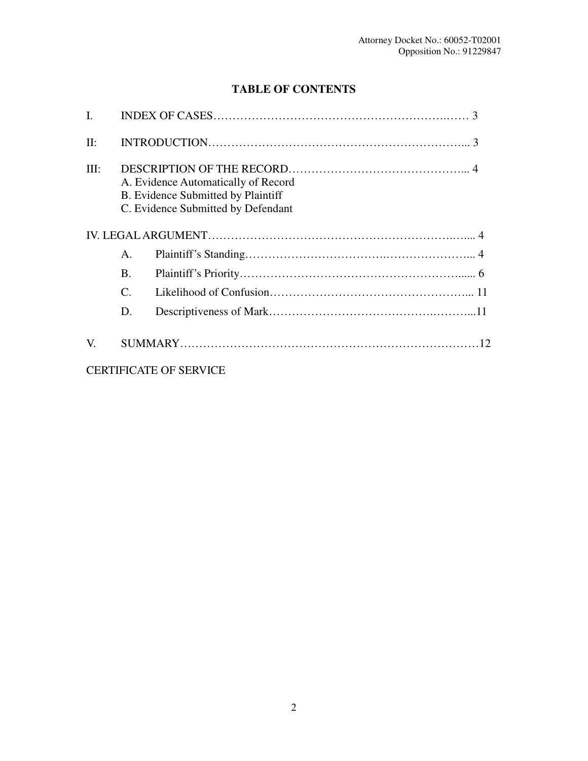Attorney Docket No.: 60052-T02001
Opposition No.: 91229847

# TABLE OF CONTENTS

I. INDEX OF CASES……………………………………………………….…… 3

II: INTRODUCTION………………………………………………………... 3

III: DESCRIPTION OF THE RECORD………………………………………... 4
- A. Evidence Automatically of Record
- B. Evidence Submitted by Plaintiff
- C. Evidence Submitted by Defendant

IV. LEGAL ARGUMENT…………………………………………………….…... 4

- A. Plaintiff's Standing………………………………….…………………... 4
- B. Plaintiff's Priority………………………………………………….... 6
- C. Likelihood of Confusion…………………………………………... 11
- D. Descriptiveness of Mark……………………………….……….....11

V. SUMMARY……………………………………………………………………12

CERTIFICATE OF SERVICE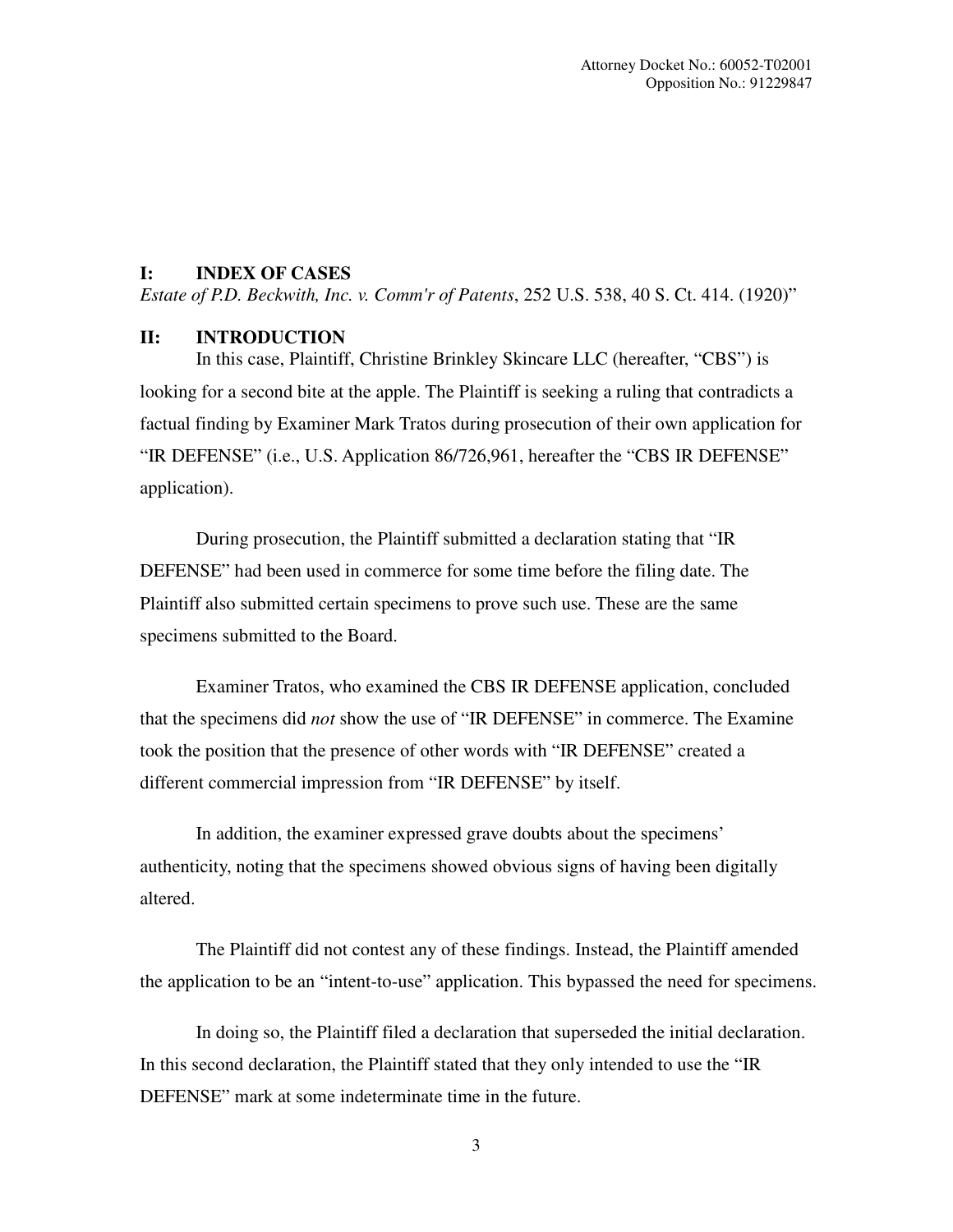## I: INDEX OF CASES

*Estate of P.D. Beckwith, Inc. v. Comm'r of Patents*, 252 U.S. 538, 40 S. Ct. 414. (1920)"

## II: INTRODUCTION

In this case, Plaintiff, Christine Brinkley Skincare LLC (hereafter, "CBS") is looking for a second bite at the apple. The Plaintiff is seeking a ruling that contradicts a factual finding by Examiner Mark Tratos during prosecution of their own application for "IR DEFENSE" (i.e., U.S. Application 86/726,961, hereafter the "CBS IR DEFENSE" application).

During prosecution, the Plaintiff submitted a declaration stating that "IR DEFENSE" had been used in commerce for some time before the filing date. The Plaintiff also submitted certain specimens to prove such use. These are the same specimens submitted to the Board.

Examiner Tratos, who examined the CBS IR DEFENSE application, concluded that the specimens did *not* show the use of "IR DEFENSE" in commerce. The Examine took the position that the presence of other words with "IR DEFENSE" created a different commercial impression from "IR DEFENSE" by itself.

In addition, the examiner expressed grave doubts about the specimens' authenticity, noting that the specimens showed obvious signs of having been digitally altered.

The Plaintiff did not contest any of these findings. Instead, the Plaintiff amended the application to be an "intent-to-use" application. This bypassed the need for specimens.

In doing so, the Plaintiff filed a declaration that superseded the initial declaration. In this second declaration, the Plaintiff stated that they only intended to use the "IR DEFENSE" mark at some indeterminate time in the future.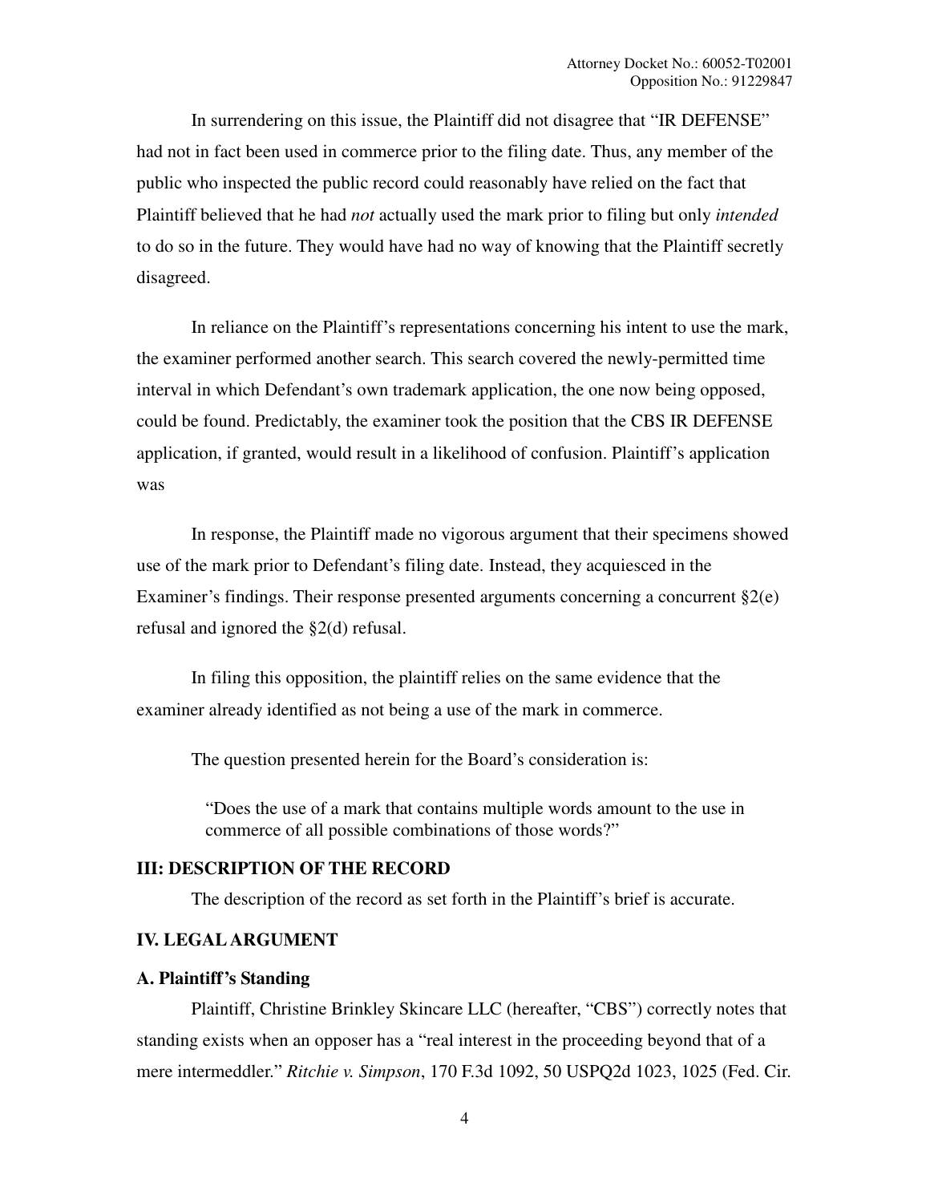In surrendering on this issue, the Plaintiff did not disagree that "IR DEFENSE" had not in fact been used in commerce prior to the filing date. Thus, any member of the public who inspected the public record could reasonably have relied on the fact that Plaintiff believed that he had *not* actually used the mark prior to filing but only *intended* to do so in the future. They would have had no way of knowing that the Plaintiff secretly disagreed.

In reliance on the Plaintiff's representations concerning his intent to use the mark, the examiner performed another search. This search covered the newly-permitted time interval in which Defendant's own trademark application, the one now being opposed, could be found. Predictably, the examiner took the position that the CBS IR DEFENSE application, if granted, would result in a likelihood of confusion. Plaintiff's application was

In response, the Plaintiff made no vigorous argument that their specimens showed use of the mark prior to Defendant's filing date. Instead, they acquiesced in the Examiner's findings. Their response presented arguments concerning a concurrent §2(e) refusal and ignored the §2(d) refusal.

In filing this opposition, the plaintiff relies on the same evidence that the examiner already identified as not being a use of the mark in commerce.

The question presented herein for the Board's consideration is:

> "Does the use of a mark that contains multiple words amount to the use in commerce of all possible combinations of those words?"

## III: DESCRIPTION OF THE RECORD

The description of the record as set forth in the Plaintiff's brief is accurate.

## IV. LEGAL ARGUMENT

### A. Plaintiff's Standing

Plaintiff, Christine Brinkley Skincare LLC (hereafter, "CBS") correctly notes that standing exists when an opposer has a "real interest in the proceeding beyond that of a mere intermeddler." *Ritchie v. Simpson*, 170 F.3d 1092, 50 USPQ2d 1023, 1025 (Fed. Cir.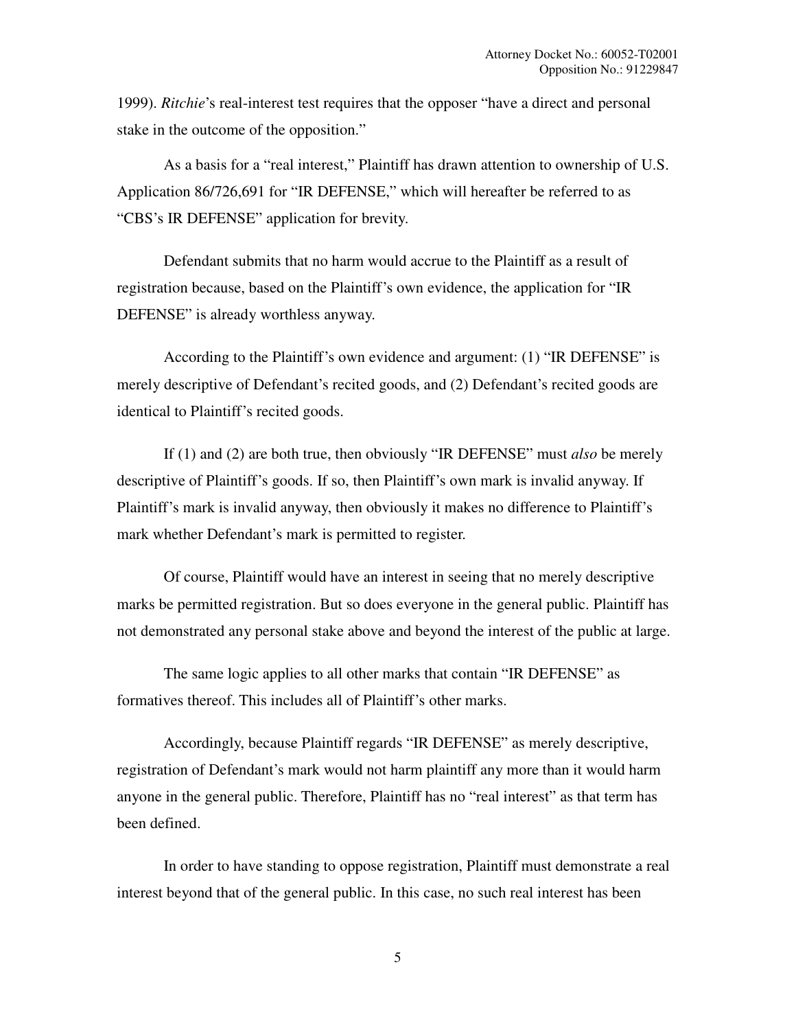1999). *Ritchie*'s real-interest test requires that the opposer "have a direct and personal stake in the outcome of the opposition."

As a basis for a "real interest," Plaintiff has drawn attention to ownership of U.S. Application 86/726,691 for "IR DEFENSE," which will hereafter be referred to as "CBS's IR DEFENSE" application for brevity.

Defendant submits that no harm would accrue to the Plaintiff as a result of registration because, based on the Plaintiff's own evidence, the application for "IR DEFENSE" is already worthless anyway.

According to the Plaintiff's own evidence and argument: (1) "IR DEFENSE" is merely descriptive of Defendant's recited goods, and (2) Defendant's recited goods are identical to Plaintiff's recited goods.

If (1) and (2) are both true, then obviously "IR DEFENSE" must *also* be merely descriptive of Plaintiff's goods. If so, then Plaintiff's own mark is invalid anyway. If Plaintiff's mark is invalid anyway, then obviously it makes no difference to Plaintiff's mark whether Defendant's mark is permitted to register.

Of course, Plaintiff would have an interest in seeing that no merely descriptive marks be permitted registration. But so does everyone in the general public. Plaintiff has not demonstrated any personal stake above and beyond the interest of the public at large.

The same logic applies to all other marks that contain "IR DEFENSE" as formatives thereof. This includes all of Plaintiff's other marks.

Accordingly, because Plaintiff regards "IR DEFENSE" as merely descriptive, registration of Defendant's mark would not harm plaintiff any more than it would harm anyone in the general public. Therefore, Plaintiff has no "real interest" as that term has been defined.

In order to have standing to oppose registration, Plaintiff must demonstrate a real interest beyond that of the general public. In this case, no such real interest has been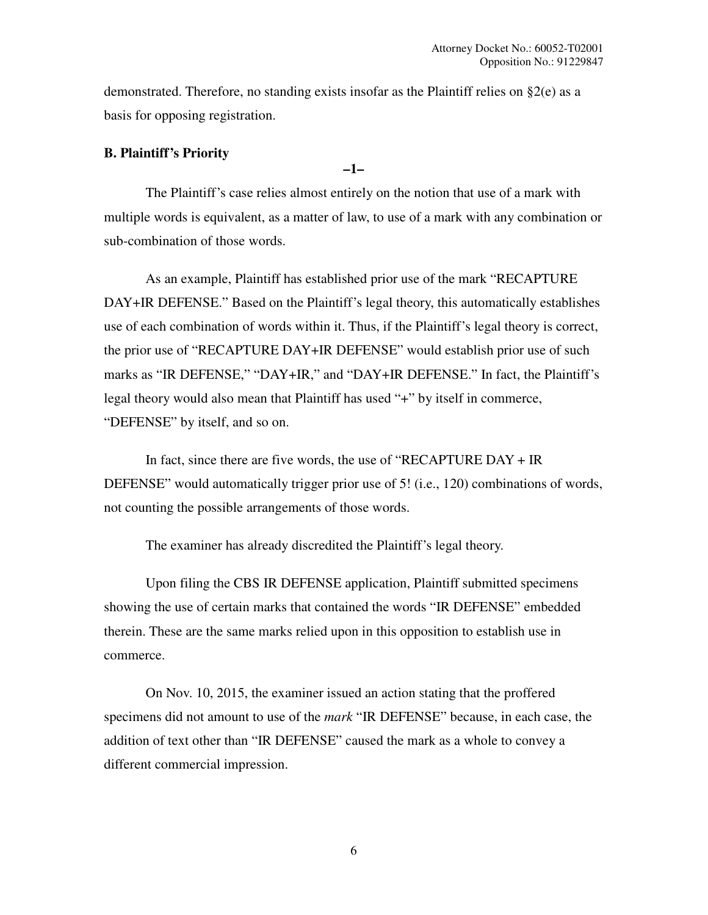demonstrated. Therefore, no standing exists insofar as the Plaintiff relies on §2(e) as a basis for opposing registration.

**B. Plaintiff's Priority**

**–1–**

The Plaintiff's case relies almost entirely on the notion that use of a mark with multiple words is equivalent, as a matter of law, to use of a mark with any combination or sub-combination of those words.

As an example, Plaintiff has established prior use of the mark "RECAPTURE DAY+IR DEFENSE." Based on the Plaintiff's legal theory, this automatically establishes use of each combination of words within it. Thus, if the Plaintiff's legal theory is correct, the prior use of "RECAPTURE DAY+IR DEFENSE" would establish prior use of such marks as "IR DEFENSE," "DAY+IR," and "DAY+IR DEFENSE." In fact, the Plaintiff's legal theory would also mean that Plaintiff has used "+" by itself in commerce, "DEFENSE" by itself, and so on.

In fact, since there are five words, the use of "RECAPTURE DAY + IR DEFENSE" would automatically trigger prior use of 5! (i.e., 120) combinations of words, not counting the possible arrangements of those words.

The examiner has already discredited the Plaintiff's legal theory.

Upon filing the CBS IR DEFENSE application, Plaintiff submitted specimens showing the use of certain marks that contained the words "IR DEFENSE" embedded therein. These are the same marks relied upon in this opposition to establish use in commerce.

On Nov. 10, 2015, the examiner issued an action stating that the proffered specimens did not amount to use of the *mark* "IR DEFENSE" because, in each case, the addition of text other than "IR DEFENSE" caused the mark as a whole to convey a different commercial impression.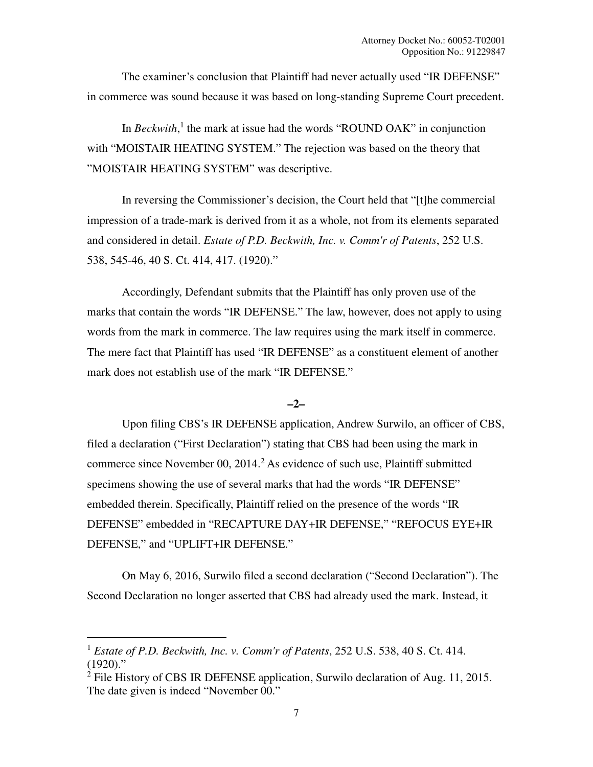The examiner's conclusion that Plaintiff had never actually used "IR DEFENSE" in commerce was sound because it was based on long-standing Supreme Court precedent.

In *Beckwith*,[1] the mark at issue had the words "ROUND OAK" in conjunction with "MOISTAIR HEATING SYSTEM." The rejection was based on the theory that "MOISTAIR HEATING SYSTEM" was descriptive.

In reversing the Commissioner's decision, the Court held that "[t]he commercial impression of a trade-mark is derived from it as a whole, not from its elements separated and considered in detail. *Estate of P.D. Beckwith, Inc. v. Comm'r of Patents*, 252 U.S. 538, 545-46, 40 S. Ct. 414, 417. (1920)."

Accordingly, Defendant submits that the Plaintiff has only proven use of the marks that contain the words "IR DEFENSE." The law, however, does not apply to using words from the mark in commerce. The law requires using the mark itself in commerce. The mere fact that Plaintiff has used "IR DEFENSE" as a constituent element of another mark does not establish use of the mark "IR DEFENSE."

**–2–**

Upon filing CBS's IR DEFENSE application, Andrew Surwilo, an officer of CBS, filed a declaration ("First Declaration") stating that CBS had been using the mark in commerce since November 00, 2014.[2] As evidence of such use, Plaintiff submitted specimens showing the use of several marks that had the words "IR DEFENSE" embedded therein. Specifically, Plaintiff relied on the presence of the words "IR DEFENSE" embedded in "RECAPTURE DAY+IR DEFENSE," "REFOCUS EYE+IR DEFENSE," and "UPLIFT+IR DEFENSE."

On May 6, 2016, Surwilo filed a second declaration ("Second Declaration"). The Second Declaration no longer asserted that CBS had already used the mark. Instead, it

---

[1] *Estate of P.D. Beckwith, Inc. v. Comm'r of Patents*, 252 U.S. 538, 40 S. Ct. 414. (1920)."

[2] File History of CBS IR DEFENSE application, Surwilo declaration of Aug. 11, 2015. The date given is indeed "November 00."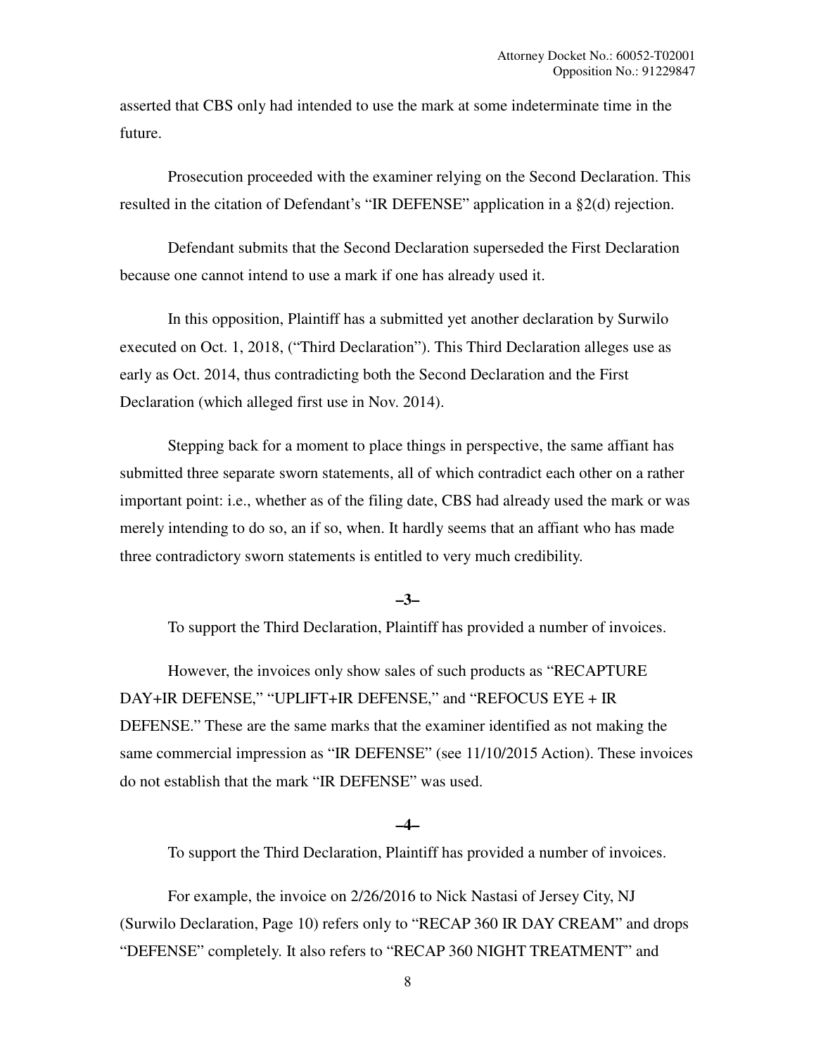asserted that CBS only had intended to use the mark at some indeterminate time in the future.

Prosecution proceeded with the examiner relying on the Second Declaration. This resulted in the citation of Defendant's "IR DEFENSE" application in a §2(d) rejection.

Defendant submits that the Second Declaration superseded the First Declaration because one cannot intend to use a mark if one has already used it.

In this opposition, Plaintiff has a submitted yet another declaration by Surwilo executed on Oct. 1, 2018, ("Third Declaration"). This Third Declaration alleges use as early as Oct. 2014, thus contradicting both the Second Declaration and the First Declaration (which alleged first use in Nov. 2014).

Stepping back for a moment to place things in perspective, the same affiant has submitted three separate sworn statements, all of which contradict each other on a rather important point: i.e., whether as of the filing date, CBS had already used the mark or was merely intending to do so, an if so, when. It hardly seems that an affiant who has made three contradictory sworn statements is entitled to very much credibility.

**–3–**

To support the Third Declaration, Plaintiff has provided a number of invoices.

However, the invoices only show sales of such products as "RECAPTURE DAY+IR DEFENSE," "UPLIFT+IR DEFENSE," and "REFOCUS EYE + IR DEFENSE." These are the same marks that the examiner identified as not making the same commercial impression as "IR DEFENSE" (see 11/10/2015 Action). These invoices do not establish that the mark "IR DEFENSE" was used.

**–4–**

To support the Third Declaration, Plaintiff has provided a number of invoices.

For example, the invoice on 2/26/2016 to Nick Nastasi of Jersey City, NJ (Surwilo Declaration, Page 10) refers only to "RECAP 360 IR DAY CREAM" and drops "DEFENSE" completely. It also refers to "RECAP 360 NIGHT TREATMENT" and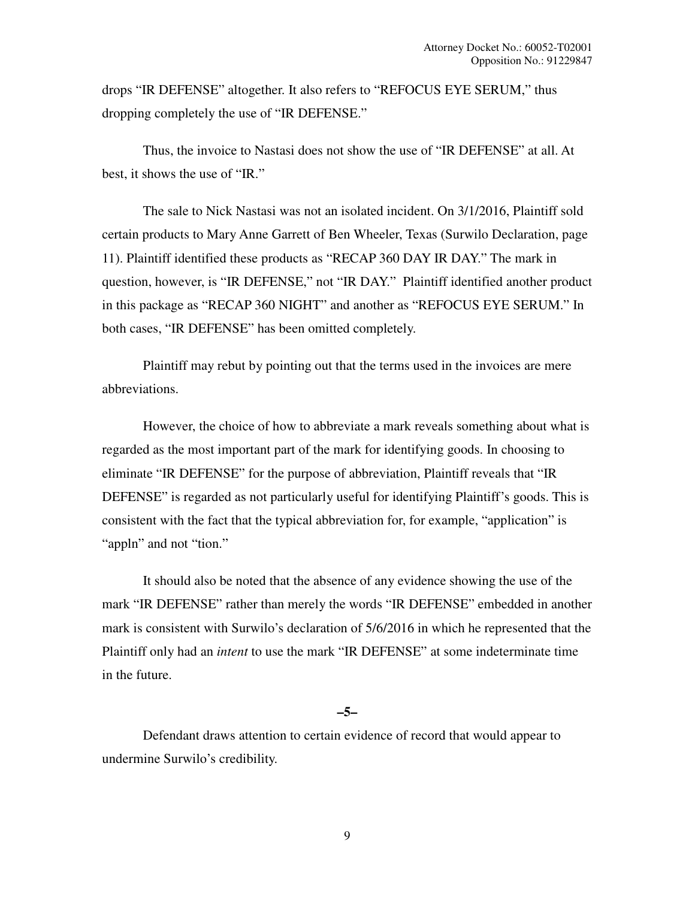drops "IR DEFENSE" altogether. It also refers to "REFOCUS EYE SERUM," thus dropping completely the use of "IR DEFENSE."

Thus, the invoice to Nastasi does not show the use of "IR DEFENSE" at all. At best, it shows the use of "IR."

The sale to Nick Nastasi was not an isolated incident. On 3/1/2016, Plaintiff sold certain products to Mary Anne Garrett of Ben Wheeler, Texas (Surwilo Declaration, page 11). Plaintiff identified these products as "RECAP 360 DAY IR DAY." The mark in question, however, is "IR DEFENSE," not "IR DAY." Plaintiff identified another product in this package as "RECAP 360 NIGHT" and another as "REFOCUS EYE SERUM." In both cases, "IR DEFENSE" has been omitted completely.

Plaintiff may rebut by pointing out that the terms used in the invoices are mere abbreviations.

However, the choice of how to abbreviate a mark reveals something about what is regarded as the most important part of the mark for identifying goods. In choosing to eliminate "IR DEFENSE" for the purpose of abbreviation, Plaintiff reveals that "IR DEFENSE" is regarded as not particularly useful for identifying Plaintiff's goods. This is consistent with the fact that the typical abbreviation for, for example, "application" is "appln" and not "tion."

It should also be noted that the absence of any evidence showing the use of the mark "IR DEFENSE" rather than merely the words "IR DEFENSE" embedded in another mark is consistent with Surwilo's declaration of 5/6/2016 in which he represented that the Plaintiff only had an *intent* to use the mark "IR DEFENSE" at some indeterminate time in the future.

**–5–**

Defendant draws attention to certain evidence of record that would appear to undermine Surwilo's credibility.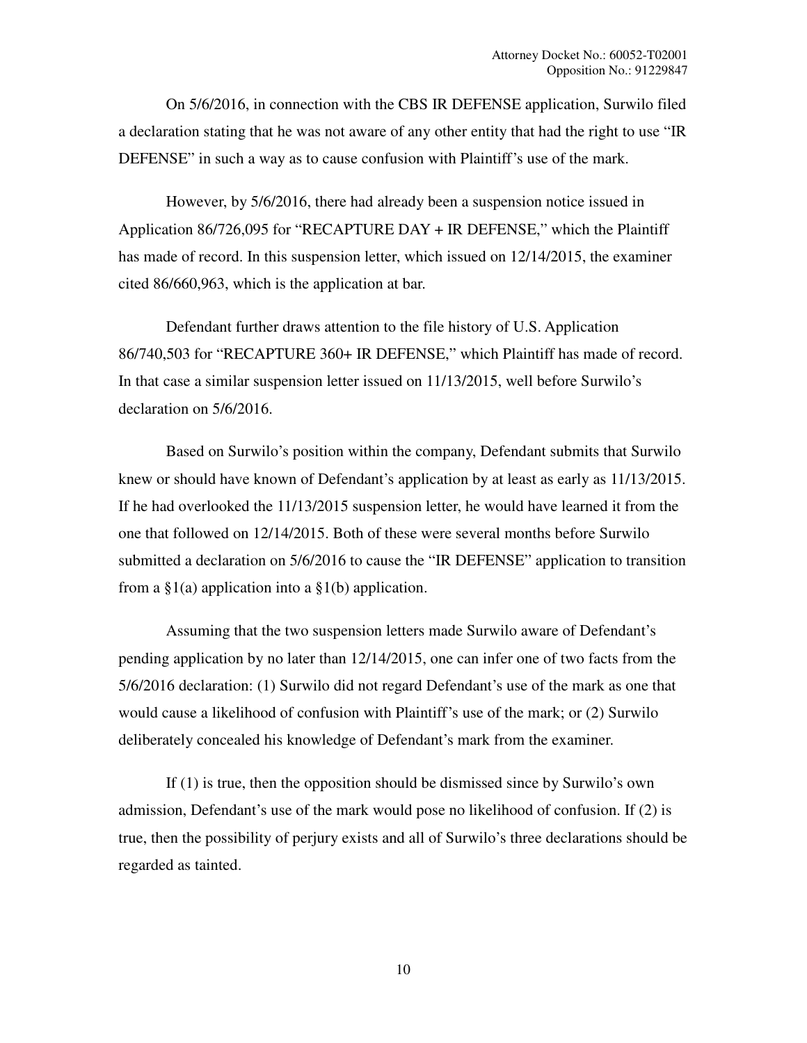On 5/6/2016, in connection with the CBS IR DEFENSE application, Surwilo filed a declaration stating that he was not aware of any other entity that had the right to use "IR DEFENSE" in such a way as to cause confusion with Plaintiff's use of the mark.

However, by 5/6/2016, there had already been a suspension notice issued in Application 86/726,095 for "RECAPTURE DAY + IR DEFENSE," which the Plaintiff has made of record. In this suspension letter, which issued on 12/14/2015, the examiner cited 86/660,963, which is the application at bar.

Defendant further draws attention to the file history of U.S. Application 86/740,503 for "RECAPTURE 360+ IR DEFENSE," which Plaintiff has made of record. In that case a similar suspension letter issued on 11/13/2015, well before Surwilo's declaration on 5/6/2016.

Based on Surwilo's position within the company, Defendant submits that Surwilo knew or should have known of Defendant's application by at least as early as 11/13/2015. If he had overlooked the 11/13/2015 suspension letter, he would have learned it from the one that followed on 12/14/2015. Both of these were several months before Surwilo submitted a declaration on 5/6/2016 to cause the "IR DEFENSE" application to transition from a §1(a) application into a §1(b) application.

Assuming that the two suspension letters made Surwilo aware of Defendant's pending application by no later than 12/14/2015, one can infer one of two facts from the 5/6/2016 declaration: (1) Surwilo did not regard Defendant's use of the mark as one that would cause a likelihood of confusion with Plaintiff's use of the mark; or (2) Surwilo deliberately concealed his knowledge of Defendant's mark from the examiner.

If (1) is true, then the opposition should be dismissed since by Surwilo's own admission, Defendant's use of the mark would pose no likelihood of confusion. If (2) is true, then the possibility of perjury exists and all of Surwilo's three declarations should be regarded as tainted.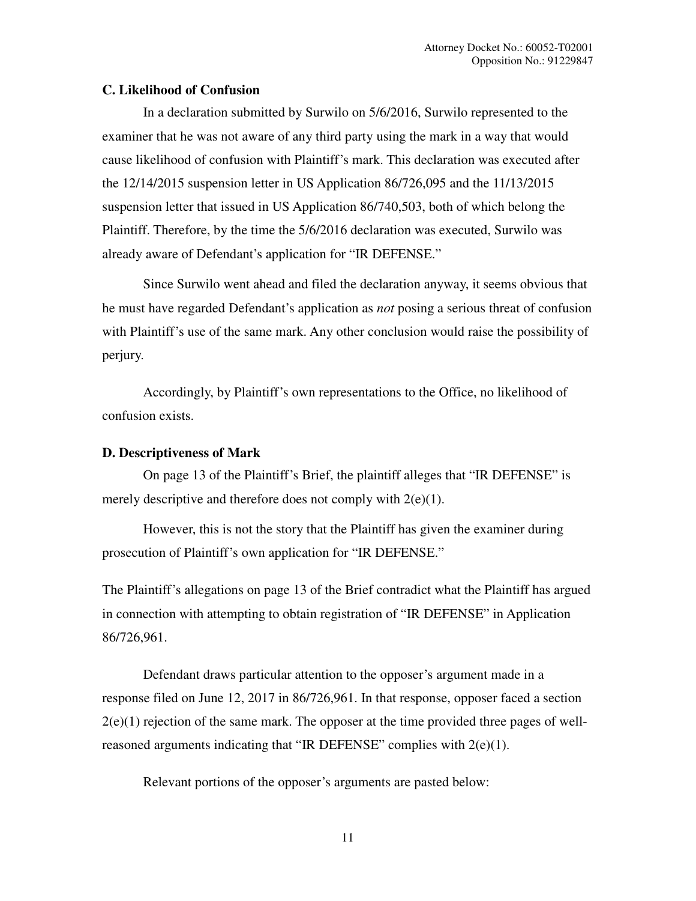### C. Likelihood of Confusion

In a declaration submitted by Surwilo on 5/6/2016, Surwilo represented to the examiner that he was not aware of any third party using the mark in a way that would cause likelihood of confusion with Plaintiff's mark. This declaration was executed after the 12/14/2015 suspension letter in US Application 86/726,095 and the 11/13/2015 suspension letter that issued in US Application 86/740,503, both of which belong the Plaintiff. Therefore, by the time the 5/6/2016 declaration was executed, Surwilo was already aware of Defendant's application for "IR DEFENSE."

Since Surwilo went ahead and filed the declaration anyway, it seems obvious that he must have regarded Defendant's application as *not* posing a serious threat of confusion with Plaintiff's use of the same mark. Any other conclusion would raise the possibility of perjury.

Accordingly, by Plaintiff's own representations to the Office, no likelihood of confusion exists.

### D. Descriptiveness of Mark

On page 13 of the Plaintiff's Brief, the plaintiff alleges that "IR DEFENSE" is merely descriptive and therefore does not comply with 2(e)(1).

However, this is not the story that the Plaintiff has given the examiner during prosecution of Plaintiff's own application for "IR DEFENSE."

The Plaintiff's allegations on page 13 of the Brief contradict what the Plaintiff has argued in connection with attempting to obtain registration of "IR DEFENSE" in Application 86/726,961.

Defendant draws particular attention to the opposer's argument made in a response filed on June 12, 2017 in 86/726,961. In that response, opposer faced a section 2(e)(1) rejection of the same mark. The opposer at the time provided three pages of well-reasoned arguments indicating that "IR DEFENSE" complies with 2(e)(1).

Relevant portions of the opposer's arguments are pasted below: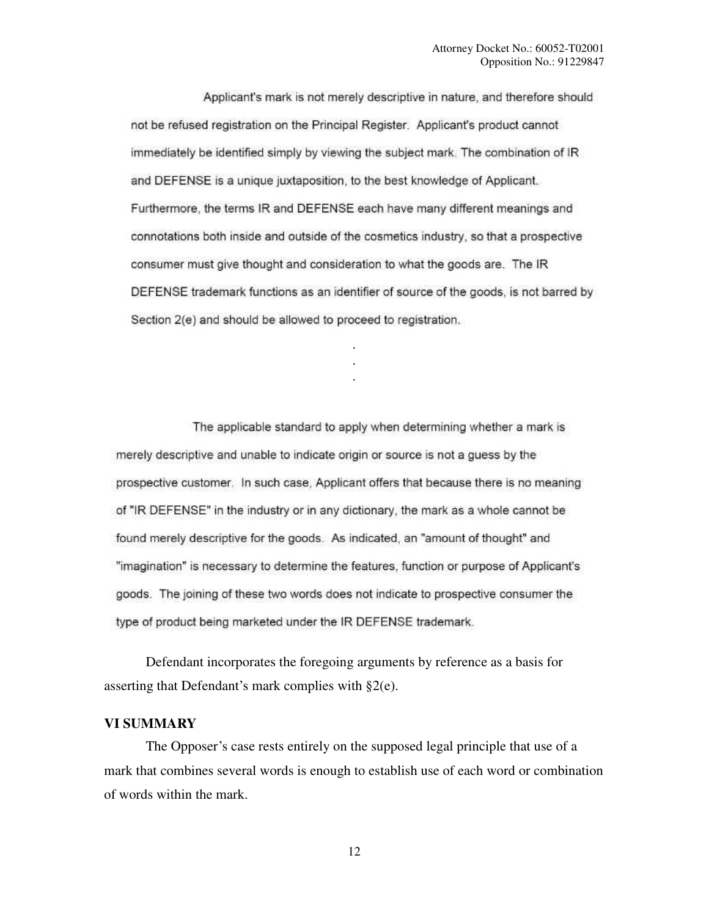Applicant's mark is not merely descriptive in nature, and therefore should not be refused registration on the Principal Register. Applicant's product cannot immediately be identified simply by viewing the subject mark. The combination of IR and DEFENSE is a unique juxtaposition, to the best knowledge of Applicant. Furthermore, the terms IR and DEFENSE each have many different meanings and connotations both inside and outside of the cosmetics industry, so that a prospective consumer must give thought and consideration to what the goods are. The IR DEFENSE trademark functions as an identifier of source of the goods, is not barred by Section 2(e) and should be allowed to proceed to registration.

.
.
.

The applicable standard to apply when determining whether a mark is merely descriptive and unable to indicate origin or source is not a guess by the prospective customer. In such case, Applicant offers that because there is no meaning of "IR DEFENSE" in the industry or in any dictionary, the mark as a whole cannot be found merely descriptive for the goods. As indicated, an "amount of thought" and "imagination" is necessary to determine the features, function or purpose of Applicant's goods. The joining of these two words does not indicate to prospective consumer the type of product being marketed under the IR DEFENSE trademark.

Defendant incorporates the foregoing arguments by reference as a basis for asserting that Defendant's mark complies with §2(e).

## VI SUMMARY

The Opposer's case rests entirely on the supposed legal principle that use of a mark that combines several words is enough to establish use of each word or combination of words within the mark.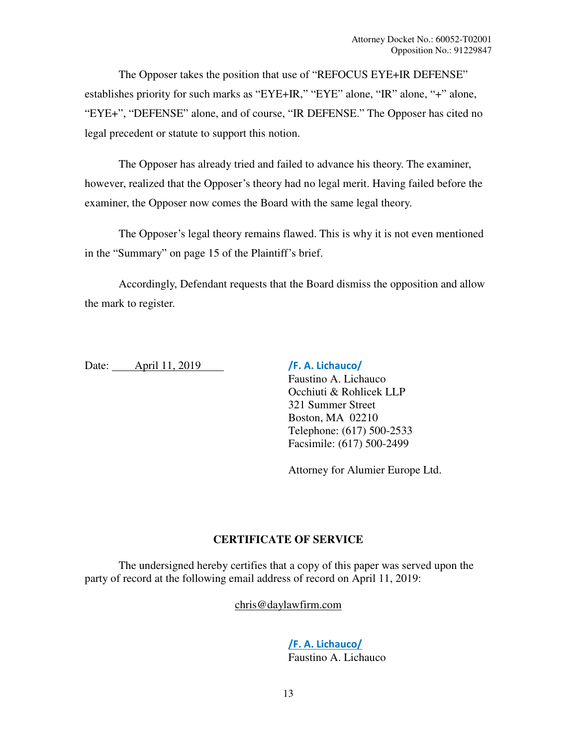The Opposer takes the position that use of "REFOCUS EYE+IR DEFENSE" establishes priority for such marks as "EYE+IR," "EYE" alone, "IR" alone, "+" alone, "EYE+", "DEFENSE" alone, and of course, "IR DEFENSE." The Opposer has cited no legal precedent or statute to support this notion.

The Opposer has already tried and failed to advance his theory. The examiner, however, realized that the Opposer's theory had no legal merit. Having failed before the examiner, the Opposer now comes the Board with the same legal theory.

The Opposer's legal theory remains flawed. This is why it is not even mentioned in the "Summary" on page 15 of the Plaintiff's brief.

Accordingly, Defendant requests that the Board dismiss the opposition and allow the mark to register.

Date: April 11, 2019

/F. A. Lichauco/
Faustino A. Lichauco
Occhiuti & Rohlicek LLP
321 Summer Street
Boston, MA 02210
Telephone: (617) 500-2533
Facsimile: (617) 500-2499

Attorney for Alumier Europe Ltd.

## CERTIFICATE OF SERVICE

The undersigned hereby certifies that a copy of this paper was served upon the party of record at the following email address of record on April 11, 2019:

chris@daylawfirm.com

/F. A. Lichauco/
Faustino A. Lichauco